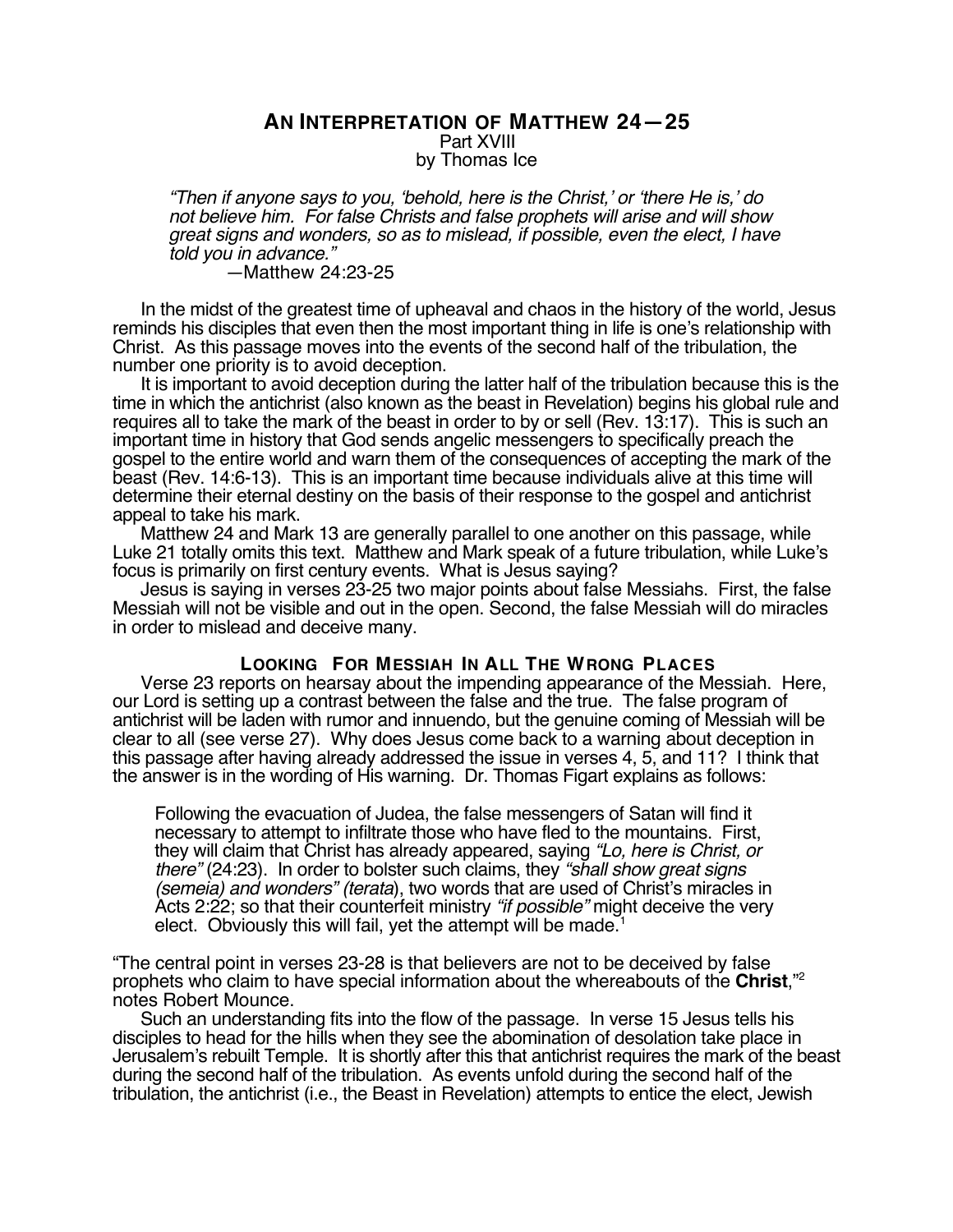# AN INTERPRETATION OF MATTHEW 24—25

Part XVIII

by Thomas Ice

> *"Then if anyone says to you, 'behold, here is the Christ,' or 'there He is,' do not believe him. For false Christs and false prophets will arise and will show great signs and wonders, so as to mislead, if possible, even the elect, I have told you in advance."*
>
> —Matthew 24:23-25

In the midst of the greatest time of upheaval and chaos in the history of the world, Jesus reminds his disciples that even then the most important thing in life is one's relationship with Christ. As this passage moves into the events of the second half of the tribulation, the number one priority is to avoid deception.

It is important to avoid deception during the latter half of the tribulation because this is the time in which the antichrist (also known as the beast in Revelation) begins his global rule and requires all to take the mark of the beast in order to by or sell (Rev. 13:17). This is such an important time in history that God sends angelic messengers to specifically preach the gospel to the entire world and warn them of the consequences of accepting the mark of the beast (Rev. 14:6-13). This is an important time because individuals alive at this time will determine their eternal destiny on the basis of their response to the gospel and antichrist appeal to take his mark.

Matthew 24 and Mark 13 are generally parallel to one another on this passage, while Luke 21 totally omits this text. Matthew and Mark speak of a future tribulation, while Luke's focus is primarily on first century events. What is Jesus saying?

Jesus is saying in verses 23-25 two major points about false Messiahs. First, the false Messiah will not be visible and out in the open. Second, the false Messiah will do miracles in order to mislead and deceive many.

## LOOKING FOR MESSIAH IN ALL THE WRONG PLACES

Verse 23 reports on hearsay about the impending appearance of the Messiah. Here, our Lord is setting up a contrast between the false and the true. The false program of antichrist will be laden with rumor and innuendo, but the genuine coming of Messiah will be clear to all (see verse 27). Why does Jesus come back to a warning about deception in this passage after having already addressed the issue in verses 4, 5, and 11? I think that the answer is in the wording of His warning. Dr. Thomas Figart explains as follows:

> Following the evacuation of Judea, the false messengers of Satan will find it necessary to attempt to infiltrate those who have fled to the mountains. First, they will claim that Christ has already appeared, saying *"Lo, here is Christ, or there"* (24:23). In order to bolster such claims, they *"shall show great signs (semeia) and wonders" (terata*), two words that are used of Christ's miracles in Acts 2:22; so that their counterfeit ministry *"if possible"* might deceive the very elect. Obviously this will fail, yet the attempt will be made.[1]

"The central point in verses 23-28 is that believers are not to be deceived by false prophets who claim to have special information about the whereabouts of the **Christ**,"[2] notes Robert Mounce.

Such an understanding fits into the flow of the passage. In verse 15 Jesus tells his disciples to head for the hills when they see the abomination of desolation take place in Jerusalem's rebuilt Temple. It is shortly after this that antichrist requires the mark of the beast during the second half of the tribulation. As events unfold during the second half of the tribulation, the antichrist (i.e., the Beast in Revelation) attempts to entice the elect, Jewish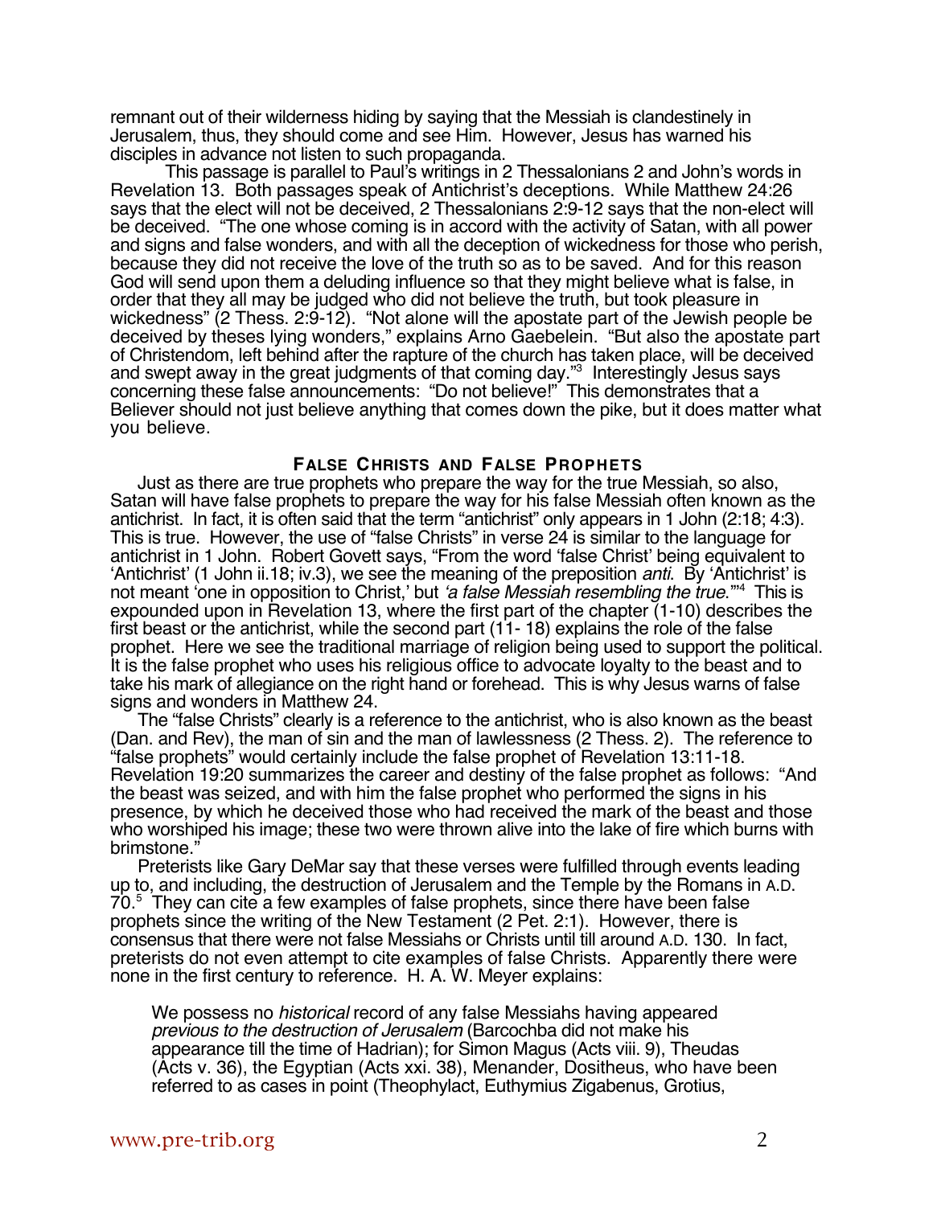remnant out of their wilderness hiding by saying that the Messiah is clandestinely in Jerusalem, thus, they should come and see Him. However, Jesus has warned his disciples in advance not listen to such propaganda.

This passage is parallel to Paul's writings in 2 Thessalonians 2 and John's words in Revelation 13. Both passages speak of Antichrist's deceptions. While Matthew 24:26 says that the elect will not be deceived, 2 Thessalonians 2:9-12 says that the non-elect will be deceived. "The one whose coming is in accord with the activity of Satan, with all power and signs and false wonders, and with all the deception of wickedness for those who perish, because they did not receive the love of the truth so as to be saved. And for this reason God will send upon them a deluding influence so that they might believe what is false, in order that they all may be judged who did not believe the truth, but took pleasure in wickedness" (2 Thess. 2:9-12). "Not alone will the apostate part of the Jewish people be deceived by theses lying wonders," explains Arno Gaebelein. "But also the apostate part of Christendom, left behind after the rapture of the church has taken place, will be deceived and swept away in the great judgments of that coming day."[3] Interestingly Jesus says concerning these false announcements: "Do not believe!" This demonstrates that a Believer should not just believe anything that comes down the pike, but it does matter what you believe.

### FALSE CHRISTS AND FALSE PROPHETS

Just as there are true prophets who prepare the way for the true Messiah, so also, Satan will have false prophets to prepare the way for his false Messiah often known as the antichrist. In fact, it is often said that the term "antichrist" only appears in 1 John (2:18; 4:3). This is true. However, the use of "false Christs" in verse 24 is similar to the language for antichrist in 1 John. Robert Govett says, "From the word 'false Christ' being equivalent to 'Antichrist' (1 John ii.18; iv.3), we see the meaning of the preposition *anti*. By 'Antichrist' is not meant 'one in opposition to Christ,' but *'a false Messiah resembling the true*.'"[4] This is expounded upon in Revelation 13, where the first part of the chapter (1-10) describes the first beast or the antichrist, while the second part (11- 18) explains the role of the false prophet. Here we see the traditional marriage of religion being used to support the political. It is the false prophet who uses his religious office to advocate loyalty to the beast and to take his mark of allegiance on the right hand or forehead. This is why Jesus warns of false signs and wonders in Matthew 24.

The "false Christs" clearly is a reference to the antichrist, who is also known as the beast (Dan. and Rev), the man of sin and the man of lawlessness (2 Thess. 2). The reference to "false prophets" would certainly include the false prophet of Revelation 13:11-18. Revelation 19:20 summarizes the career and destiny of the false prophet as follows: "And the beast was seized, and with him the false prophet who performed the signs in his presence, by which he deceived those who had received the mark of the beast and those who worshiped his image; these two were thrown alive into the lake of fire which burns with brimstone."

Preterists like Gary DeMar say that these verses were fulfilled through events leading up to, and including, the destruction of Jerusalem and the Temple by the Romans in A.D. 70.[5] They can cite a few examples of false prophets, since there have been false prophets since the writing of the New Testament (2 Pet. 2:1). However, there is consensus that there were not false Messiahs or Christs until till around A.D. 130. In fact, preterists do not even attempt to cite examples of false Christs. Apparently there were none in the first century to reference. H. A. W. Meyer explains:

> We possess no *historical* record of any false Messiahs having appeared *previous to the destruction of Jerusalem* (Barcochba did not make his appearance till the time of Hadrian); for Simon Magus (Acts viii. 9), Theudas (Acts v. 36), the Egyptian (Acts xxi. 38), Menander, Dositheus, who have been referred to as cases in point (Theophylact, Euthymius Zigabenus, Grotius,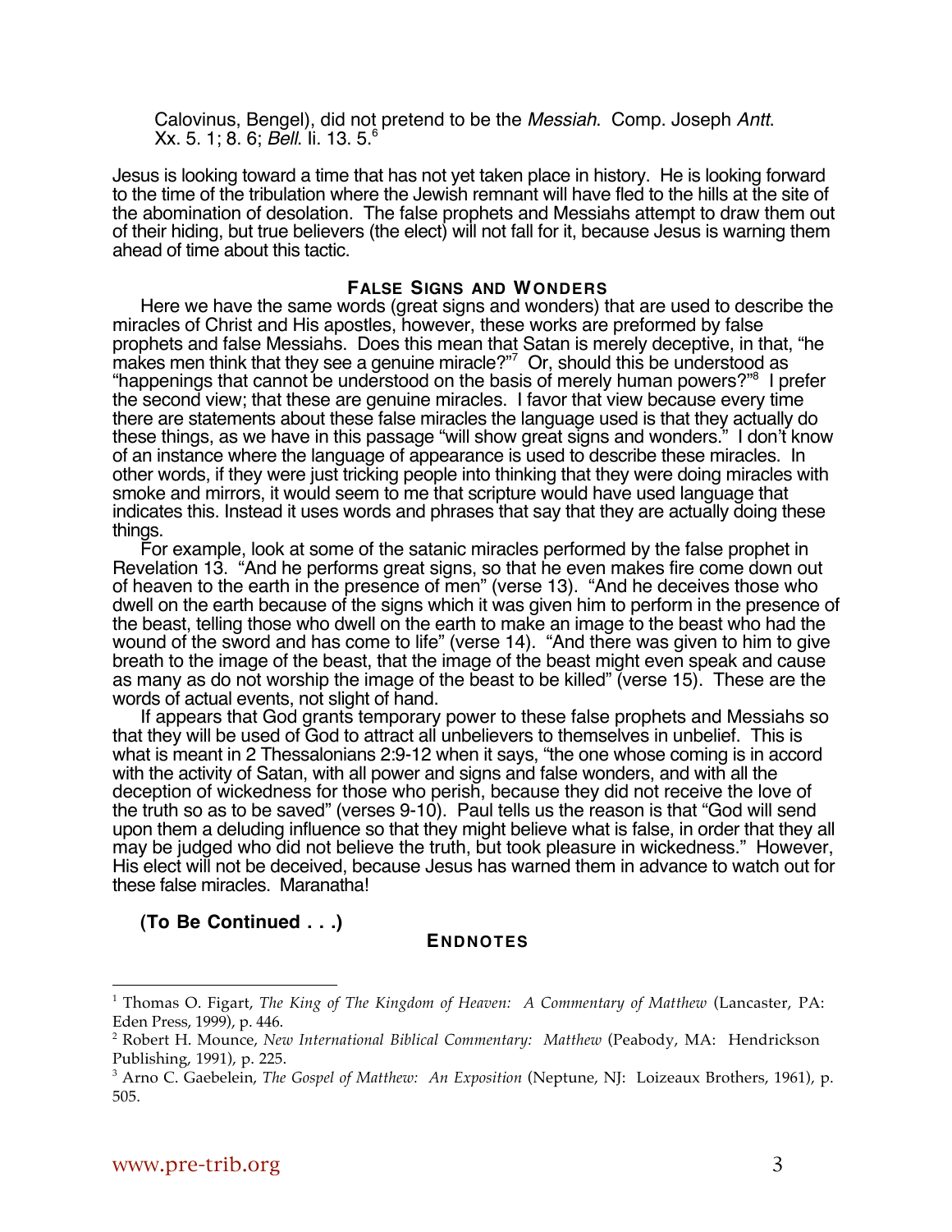Calovinus, Bengel), did not pretend to be the *Messiah*. Comp. Joseph *Antt*. Xx. 5. 1; 8. 6; *Bell*. Ii. 13. 5.[6]

Jesus is looking toward a time that has not yet taken place in history. He is looking forward to the time of the tribulation where the Jewish remnant will have fled to the hills at the site of the abomination of desolation. The false prophets and Messiahs attempt to draw them out of their hiding, but true believers (the elect) will not fall for it, because Jesus is warning them ahead of time about this tactic.

### FALSE SIGNS AND WONDERS

Here we have the same words (great signs and wonders) that are used to describe the miracles of Christ and His apostles, however, these works are preformed by false prophets and false Messiahs. Does this mean that Satan is merely deceptive, in that, "he makes men think that they see a genuine miracle?"[7] Or, should this be understood as "happenings that cannot be understood on the basis of merely human powers?"[8] I prefer the second view; that these are genuine miracles. I favor that view because every time there are statements about these false miracles the language used is that they actually do these things, as we have in this passage "will show great signs and wonders." I don't know of an instance where the language of appearance is used to describe these miracles. In other words, if they were just tricking people into thinking that they were doing miracles with smoke and mirrors, it would seem to me that scripture would have used language that indicates this. Instead it uses words and phrases that say that they are actually doing these things.

For example, look at some of the satanic miracles performed by the false prophet in Revelation 13. "And he performs great signs, so that he even makes fire come down out of heaven to the earth in the presence of men" (verse 13). "And he deceives those who dwell on the earth because of the signs which it was given him to perform in the presence of the beast, telling those who dwell on the earth to make an image to the beast who had the wound of the sword and has come to life" (verse 14). "And there was given to him to give breath to the image of the beast, that the image of the beast might even speak and cause as many as do not worship the image of the beast to be killed" (verse 15). These are the words of actual events, not slight of hand.

If appears that God grants temporary power to these false prophets and Messiahs so that they will be used of God to attract all unbelievers to themselves in unbelief. This is what is meant in 2 Thessalonians 2:9-12 when it says, "the one whose coming is in accord with the activity of Satan, with all power and signs and false wonders, and with all the deception of wickedness for those who perish, because they did not receive the love of the truth so as to be saved" (verses 9-10). Paul tells us the reason is that "God will send upon them a deluding influence so that they might believe what is false, in order that they all may be judged who did not believe the truth, but took pleasure in wickedness." However, His elect will not be deceived, because Jesus has warned them in advance to watch out for these false miracles. Maranatha!

**(To Be Continued . . .)**

### ENDNOTES

[1] Thomas O. Figart, *The King of The Kingdom of Heaven: A Commentary of Matthew* (Lancaster, PA: Eden Press, 1999), p. 446.

[2] Robert H. Mounce, *New International Biblical Commentary: Matthew* (Peabody, MA: Hendrickson Publishing, 1991), p. 225.

[3] Arno C. Gaebelein, *The Gospel of Matthew: An Exposition* (Neptune, NJ: Loizeaux Brothers, 1961), p. 505.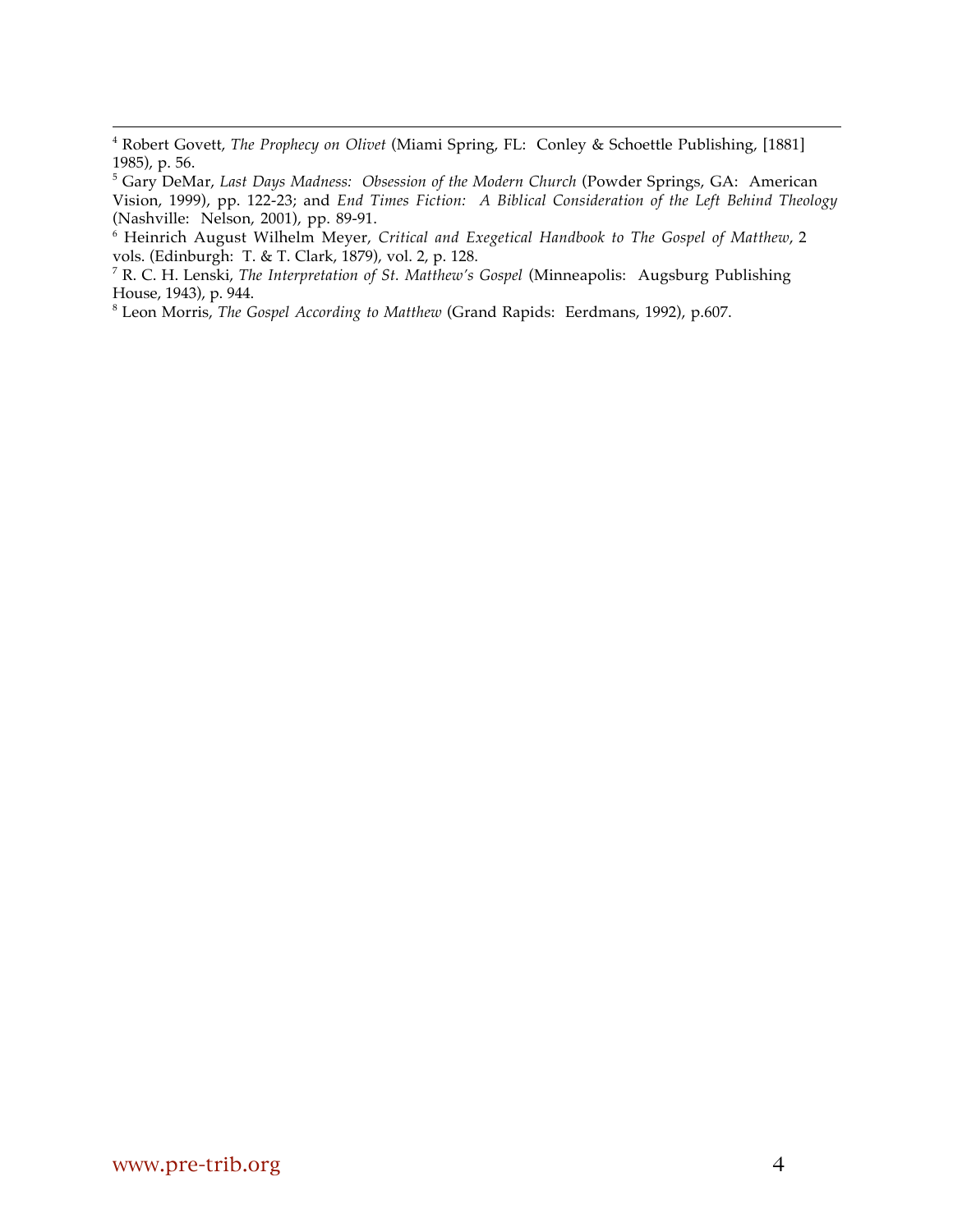[4] Robert Govett, *The Prophecy on Olivet* (Miami Spring, FL: Conley & Schoettle Publishing, [1881] 1985), p. 56.

[5] Gary DeMar, *Last Days Madness: Obsession of the Modern Church* (Powder Springs, GA: American Vision, 1999), pp. 122-23; and *End Times Fiction: A Biblical Consideration of the Left Behind Theology* (Nashville: Nelson, 2001), pp. 89-91.

[6] Heinrich August Wilhelm Meyer, *Critical and Exegetical Handbook to The Gospel of Matthew*, 2 vols. (Edinburgh: T. & T. Clark, 1879), vol. 2, p. 128.

[7] R. C. H. Lenski, *The Interpretation of St. Matthew's Gospel* (Minneapolis: Augsburg Publishing House, 1943), p. 944.

[8] Leon Morris, *The Gospel According to Matthew* (Grand Rapids: Eerdmans, 1992), p.607.